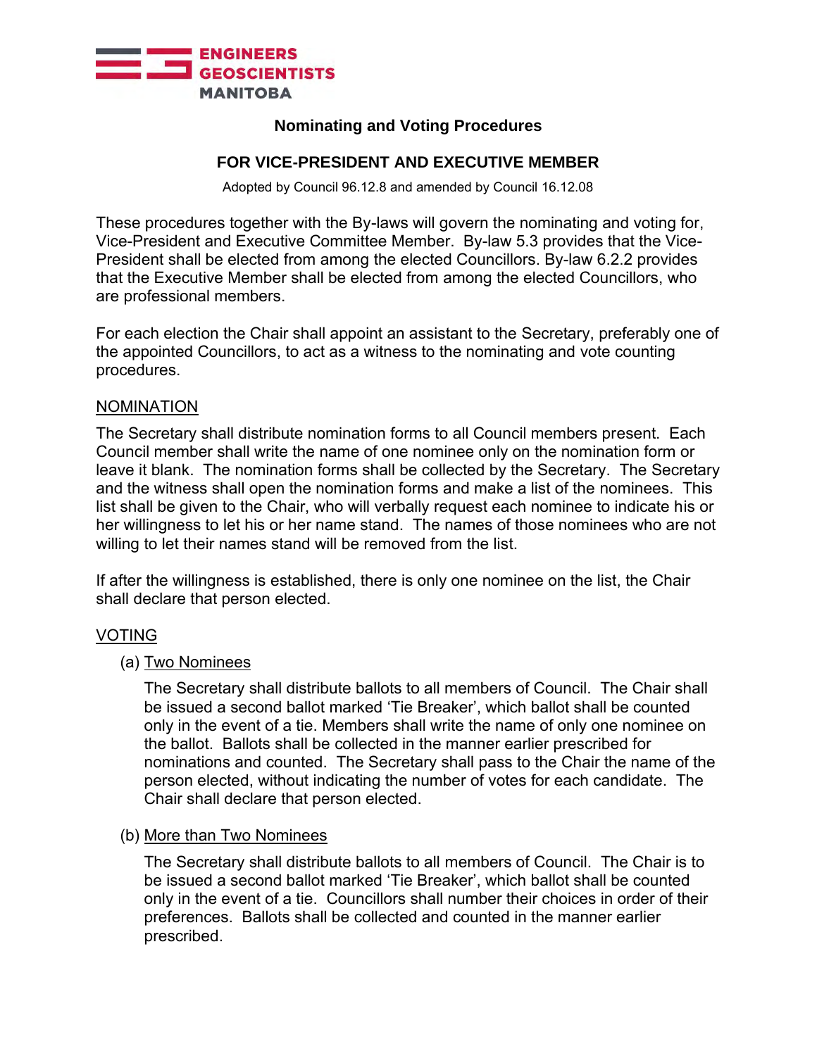ENGINEERS GEOSCIENTISTS MANITOBA

# Nominating and Voting Procedures

## FOR VICE-PRESIDENT AND EXECUTIVE MEMBER

Adopted by Council 96.12.8 and amended by Council 16.12.08

These procedures together with the By-laws will govern the nominating and voting for, Vice-President and Executive Committee Member. By-law 5.3 provides that the Vice-President shall be elected from among the elected Councillors. By-law 6.2.2 provides that the Executive Member shall be elected from among the elected Councillors, who are professional members.

For each election the Chair shall appoint an assistant to the Secretary, preferably one of the appointed Councillors, to act as a witness to the nominating and vote counting procedures.

### NOMINATION

The Secretary shall distribute nomination forms to all Council members present. Each Council member shall write the name of one nominee only on the nomination form or leave it blank. The nomination forms shall be collected by the Secretary. The Secretary and the witness shall open the nomination forms and make a list of the nominees. This list shall be given to the Chair, who will verbally request each nominee to indicate his or her willingness to let his or her name stand. The names of those nominees who are not willing to let their names stand will be removed from the list.

If after the willingness is established, there is only one nominee on the list, the Chair shall declare that person elected.

### VOTING

(a) Two Nominees

The Secretary shall distribute ballots to all members of Council. The Chair shall be issued a second ballot marked 'Tie Breaker', which ballot shall be counted only in the event of a tie. Members shall write the name of only one nominee on the ballot. Ballots shall be collected in the manner earlier prescribed for nominations and counted. The Secretary shall pass to the Chair the name of the person elected, without indicating the number of votes for each candidate. The Chair shall declare that person elected.

(b) More than Two Nominees

The Secretary shall distribute ballots to all members of Council. The Chair is to be issued a second ballot marked 'Tie Breaker', which ballot shall be counted only in the event of a tie. Councillors shall number their choices in order of their preferences. Ballots shall be collected and counted in the manner earlier prescribed.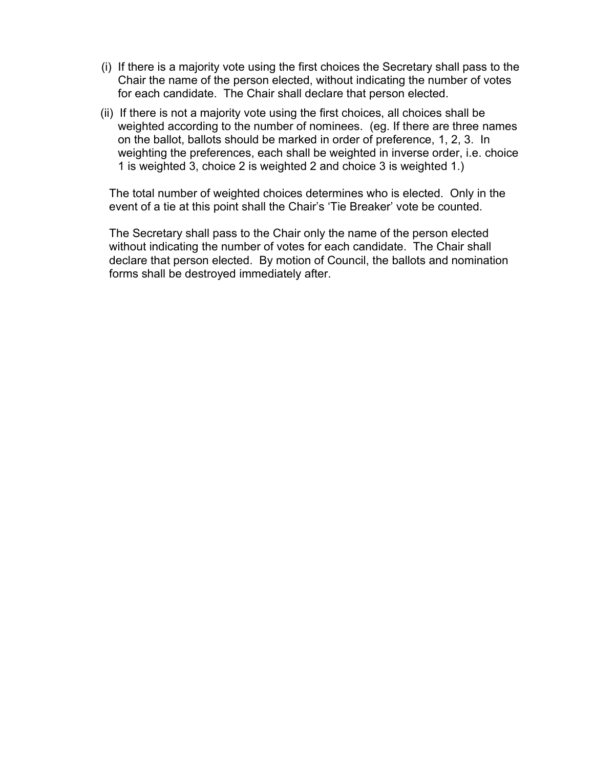(i) If there is a majority vote using the first choices the Secretary shall pass to the Chair the name of the person elected, without indicating the number of votes for each candidate. The Chair shall declare that person elected.

(ii) If there is not a majority vote using the first choices, all choices shall be weighted according to the number of nominees. (eg. If there are three names on the ballot, ballots should be marked in order of preference, 1, 2, 3. In weighting the preferences, each shall be weighted in inverse order, i.e. choice 1 is weighted 3, choice 2 is weighted 2 and choice 3 is weighted 1.)

The total number of weighted choices determines who is elected. Only in the event of a tie at this point shall the Chair's 'Tie Breaker' vote be counted.

The Secretary shall pass to the Chair only the name of the person elected without indicating the number of votes for each candidate. The Chair shall declare that person elected. By motion of Council, the ballots and nomination forms shall be destroyed immediately after.